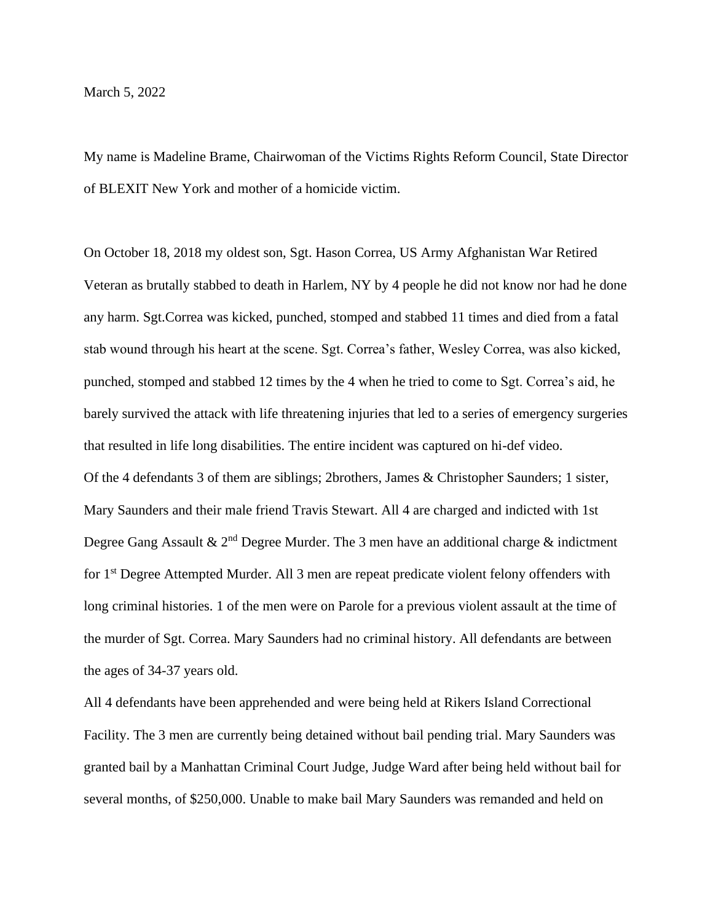March 5, 2022

My name is Madeline Brame, Chairwoman of the Victims Rights Reform Council, State Director of BLEXIT New York and mother of a homicide victim.

On October 18, 2018 my oldest son, Sgt. Hason Correa, US Army Afghanistan War Retired Veteran as brutally stabbed to death in Harlem, NY by 4 people he did not know nor had he done any harm. Sgt.Correa was kicked, punched, stomped and stabbed 11 times and died from a fatal stab wound through his heart at the scene. Sgt. Correa's father, Wesley Correa, was also kicked, punched, stomped and stabbed 12 times by the 4 when he tried to come to Sgt. Correa's aid, he barely survived the attack with life threatening injuries that led to a series of emergency surgeries that resulted in life long disabilities. The entire incident was captured on hi-def video.

Of the 4 defendants 3 of them are siblings; 2brothers, James & Christopher Saunders; 1 sister, Mary Saunders and their male friend Travis Stewart. All 4 are charged and indicted with 1st Degree Gang Assault & 2nd Degree Murder. The 3 men have an additional charge & indictment for 1st Degree Attempted Murder. All 3 men are repeat predicate violent felony offenders with long criminal histories. 1 of the men were on Parole for a previous violent assault at the time of the murder of Sgt. Correa. Mary Saunders had no criminal history. All defendants are between the ages of 34-37 years old.

All 4 defendants have been apprehended and were being held at Rikers Island Correctional Facility. The 3 men are currently being detained without bail pending trial. Mary Saunders was granted bail by a Manhattan Criminal Court Judge, Judge Ward after being held without bail for several months, of $250,000. Unable to make bail Mary Saunders was remanded and held on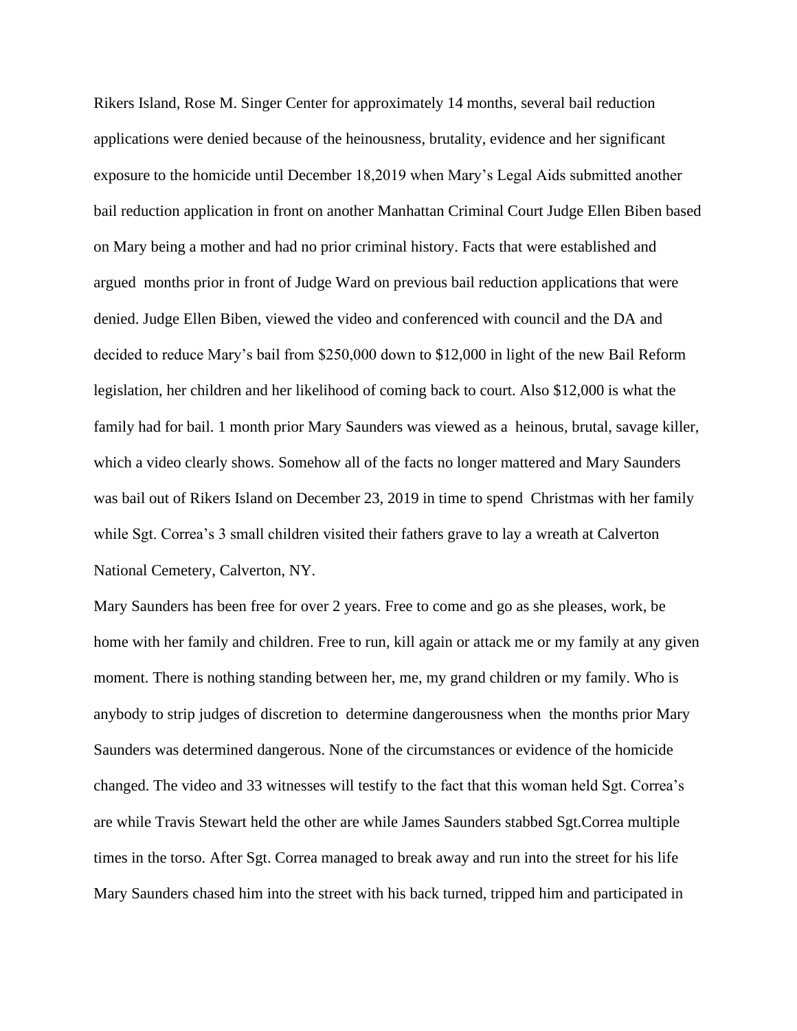Rikers Island, Rose M. Singer Center for approximately 14 months, several bail reduction applications were denied because of the heinousness, brutality, evidence and her significant exposure to the homicide until December 18,2019 when Mary's Legal Aids submitted another bail reduction application in front on another Manhattan Criminal Court Judge Ellen Biben based on Mary being a mother and had no prior criminal history. Facts that were established and argued months prior in front of Judge Ward on previous bail reduction applications that were denied. Judge Ellen Biben, viewed the video and conferenced with council and the DA and decided to reduce Mary's bail from $250,000 down to $12,000 in light of the new Bail Reform legislation, her children and her likelihood of coming back to court. Also $12,000 is what the family had for bail. 1 month prior Mary Saunders was viewed as a heinous, brutal, savage killer, which a video clearly shows. Somehow all of the facts no longer mattered and Mary Saunders was bail out of Rikers Island on December 23, 2019 in time to spend Christmas with her family while Sgt. Correa's 3 small children visited their fathers grave to lay a wreath at Calverton National Cemetery, Calverton, NY.

Mary Saunders has been free for over 2 years. Free to come and go as she pleases, work, be home with her family and children. Free to run, kill again or attack me or my family at any given moment. There is nothing standing between her, me, my grand children or my family. Who is anybody to strip judges of discretion to determine dangerousness when the months prior Mary Saunders was determined dangerous. None of the circumstances or evidence of the homicide changed. The video and 33 witnesses will testify to the fact that this woman held Sgt. Correa's are while Travis Stewart held the other are while James Saunders stabbed Sgt.Correa multiple times in the torso. After Sgt. Correa managed to break away and run into the street for his life Mary Saunders chased him into the street with his back turned, tripped him and participated in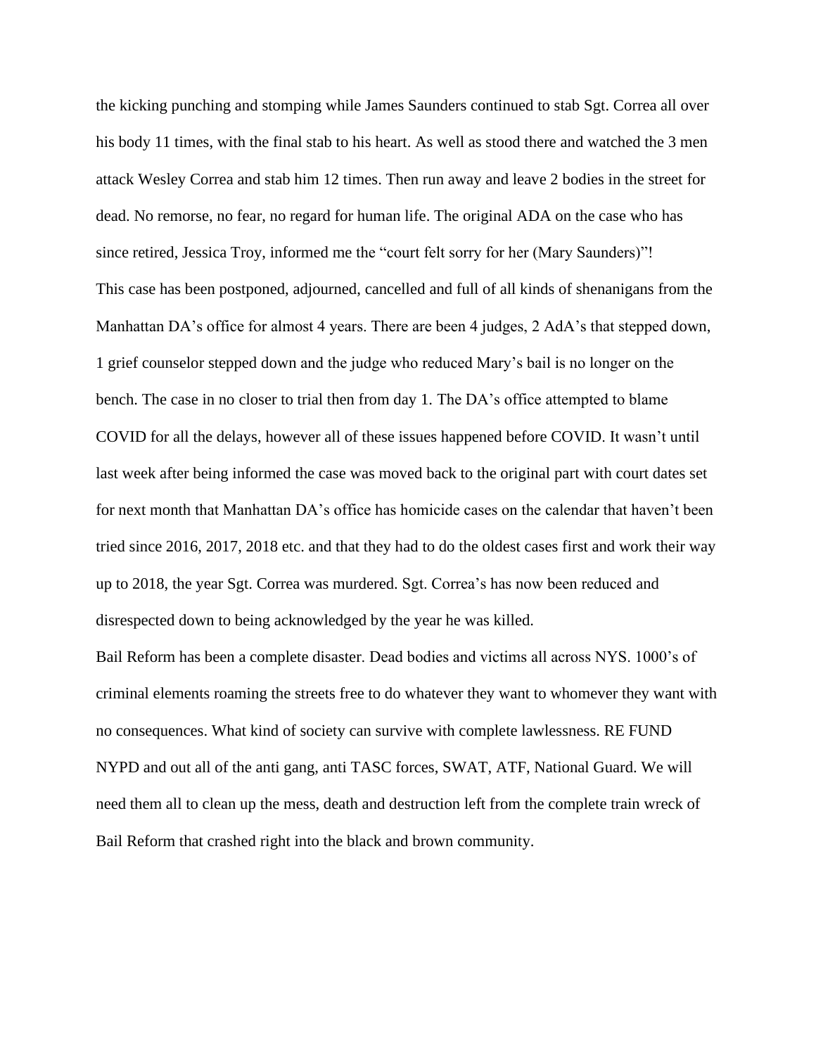the kicking punching and stomping while James Saunders continued to stab Sgt. Correa all over his body 11 times, with the final stab to his heart. As well as stood there and watched the 3 men attack Wesley Correa and stab him 12 times. Then run away and leave 2 bodies in the street for dead. No remorse, no fear, no regard for human life. The original ADA on the case who has since retired, Jessica Troy, informed me the "court felt sorry for her (Mary Saunders)"!

This case has been postponed, adjourned, cancelled and full of all kinds of shenanigans from the Manhattan DA's office for almost 4 years. There are been 4 judges, 2 AdA's that stepped down, 1 grief counselor stepped down and the judge who reduced Mary's bail is no longer on the bench. The case in no closer to trial then from day 1. The DA's office attempted to blame COVID for all the delays, however all of these issues happened before COVID. It wasn't until last week after being informed the case was moved back to the original part with court dates set for next month that Manhattan DA's office has homicide cases on the calendar that haven't been tried since 2016, 2017, 2018 etc. and that they had to do the oldest cases first and work their way up to 2018, the year Sgt. Correa was murdered. Sgt. Correa's has now been reduced and disrespected down to being acknowledged by the year he was killed.

Bail Reform has been a complete disaster. Dead bodies and victims all across NYS. 1000's of criminal elements roaming the streets free to do whatever they want to whomever they want with no consequences. What kind of society can survive with complete lawlessness. RE FUND NYPD and out all of the anti gang, anti TASC forces, SWAT, ATF, National Guard. We will need them all to clean up the mess, death and destruction left from the complete train wreck of Bail Reform that crashed right into the black and brown community.